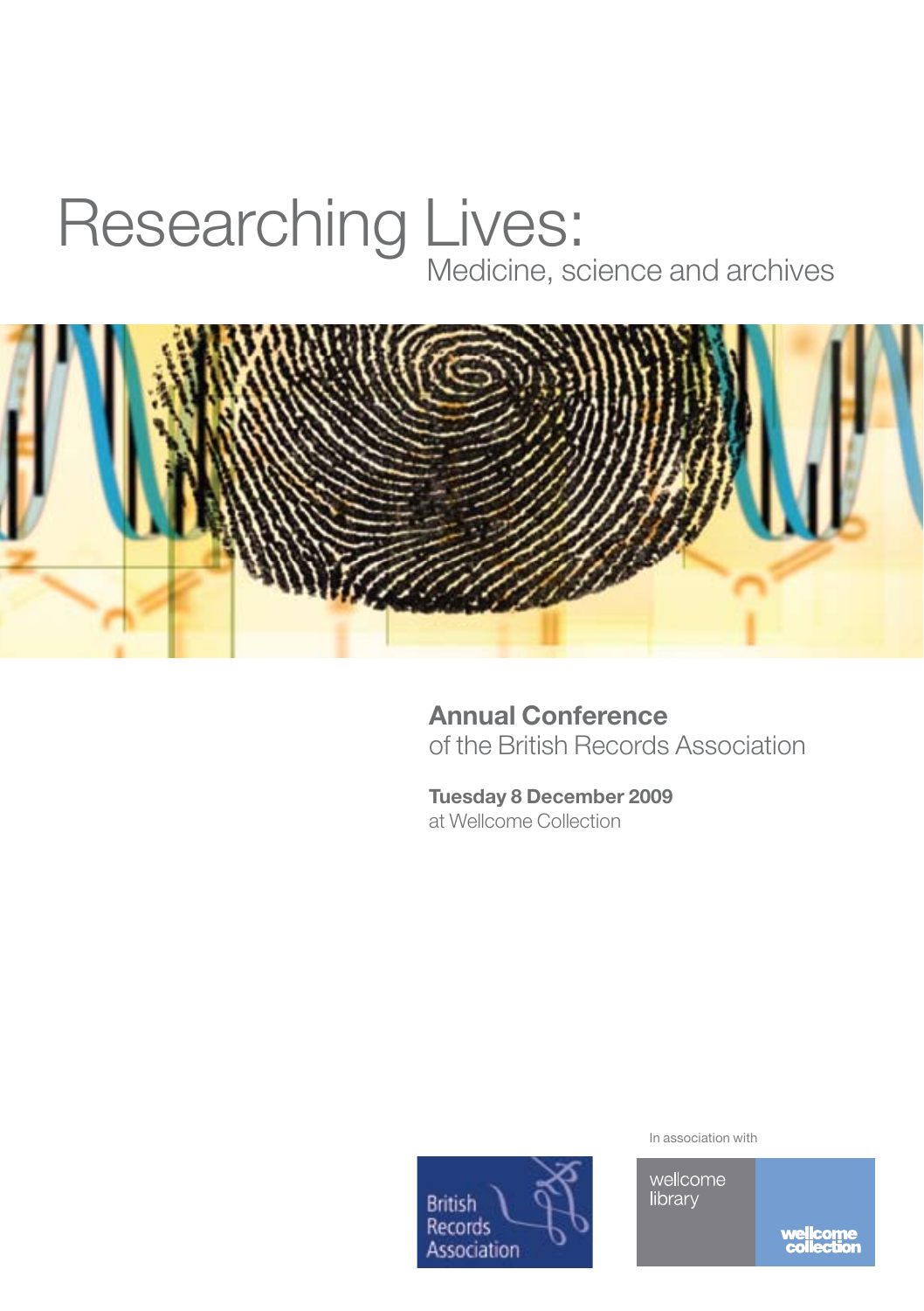# Researching Lives:

## Medicine, science and archives

**Annual Conference**
of the British Records Association

**Tuesday 8 December 2009**
at Wellcome Collection

In association with

British Records Association

wellcome library

wellcome collection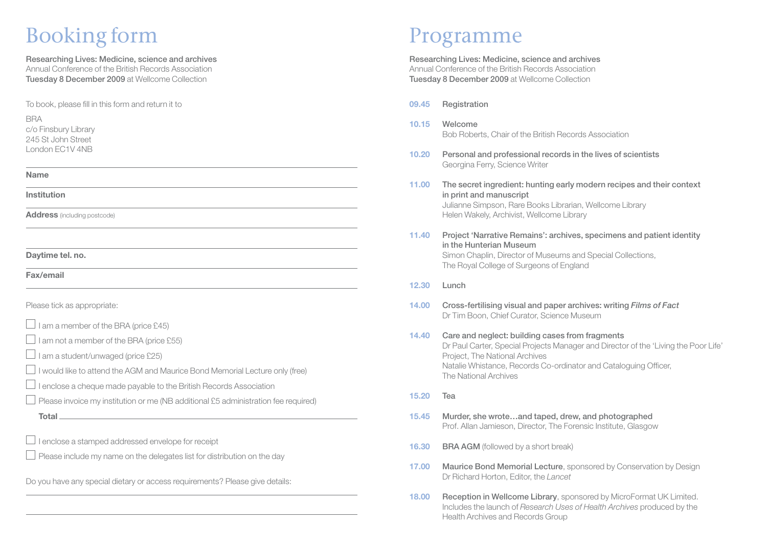# Booking form

**Researching Lives: Medicine, science and archives**
Annual Conference of the British Records Association
**Tuesday 8 December 2009** at Wellcome Collection

To book, please fill in this form and return it to

BRA
c/o Finsbury Library
245 St John Street
London EC1V 4NB

**Name**

**Institution**

**Address** (including postcode)

**Daytime tel. no.**

**Fax/email**

Please tick as appropriate:

- ☐ I am a member of the BRA (price £45)
- ☐ I am not a member of the BRA (price £55)
- ☐ I am a student/unwaged (price £25)
- ☐ I would like to attend the AGM and Maurice Bond Memorial Lecture only (free)
- ☐ I enclose a cheque made payable to the British Records Association
- ☐ Please invoice my institution or me (NB additional £5 administration fee required)

**Total** ______

- ☐ I enclose a stamped addressed envelope for receipt
- ☐ Please include my name on the delegates list for distribution on the day

Do you have any special dietary or access requirements? Please give details:

# Programme

**Researching Lives: Medicine, science and archives**
Annual Conference of the British Records Association
**Tuesday 8 December 2009** at Wellcome Collection

**09.45** **Registration**

**10.15** **Welcome**
Bob Roberts, Chair of the British Records Association

**10.20** **Personal and professional records in the lives of scientists**
Georgina Ferry, Science Writer

**11.00** **The secret ingredient: hunting early modern recipes and their context in print and manuscript**
Julianne Simpson, Rare Books Librarian, Wellcome Library
Helen Wakely, Archivist, Wellcome Library

**11.40** **Project 'Narrative Remains': archives, specimens and patient identity in the Hunterian Museum**
Simon Chaplin, Director of Museums and Special Collections, The Royal College of Surgeons of England

**12.30** **Lunch**

**14.00** **Cross-fertilising visual and paper archives: writing *Films of Fact***
Dr Tim Boon, Chief Curator, Science Museum

**14.40** **Care and neglect: building cases from fragments**
Dr Paul Carter, Special Projects Manager and Director of the 'Living the Poor Life' Project, The National Archives
Natalie Whistance, Records Co-ordinator and Cataloguing Officer, The National Archives

**15.20** **Tea**

**15.45** **Murder, she wrote…and taped, drew, and photographed**
Prof. Allan Jamieson, Director, The Forensic Institute, Glasgow

**16.30** **BRA AGM** (followed by a short break)

**17.00** **Maurice Bond Memorial Lecture**, sponsored by Conservation by Design
Dr Richard Horton, Editor, the *Lancet*

**18.00** **Reception in Wellcome Library**, sponsored by MicroFormat UK Limited. Includes the launch of *Research Uses of Health Archives* produced by the Health Archives and Records Group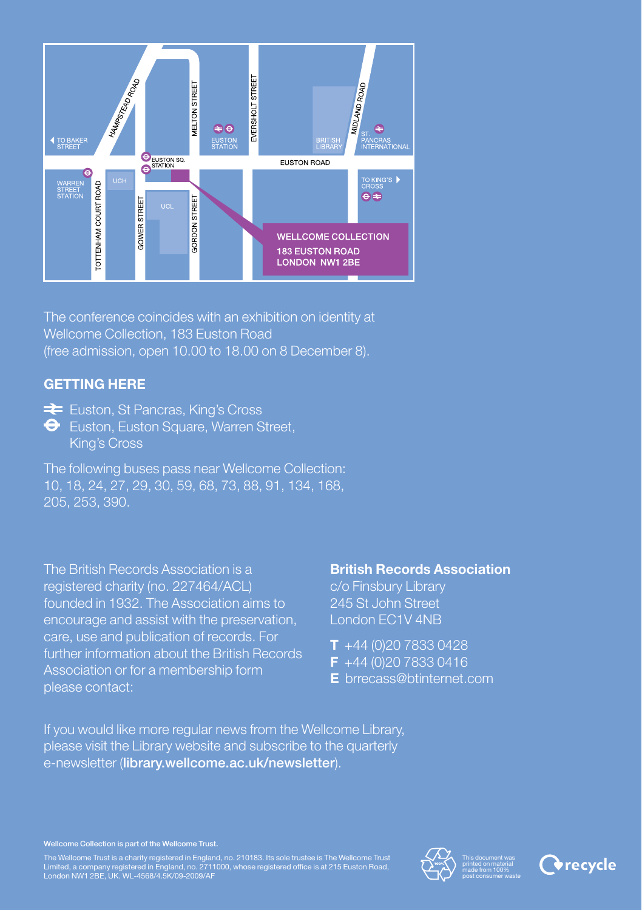HAMPSTEAD ROAD
MELTON STREET
EVERSHOLT STREET
MIDLAND ROAD
TO BAKER STREET
EUSTON STATION
BRITISH LIBRARY
ST. PANCRAS INTERNATIONAL
EUSTON SQ. STATION
EUSTON ROAD
WARREN STREET STATION
UCH
TO KING'S CROSS
UCL
TOTTENHAM COURT ROAD
GOWER STREET
GORDON STREET

WELLCOME COLLECTION
183 EUSTON ROAD
LONDON NW1 2BE

The conference coincides with an exhibition on identity at Wellcome Collection, 183 Euston Road (free admission, open 10.00 to 18.00 on 8 December 8).

## GETTING HERE

- Euston, St Pancras, King's Cross
- Euston, Euston Square, Warren Street, King's Cross

The following buses pass near Wellcome Collection: 10, 18, 24, 27, 29, 30, 59, 68, 73, 88, 91, 134, 168, 205, 253, 390.

The British Records Association is a registered charity (no. 227464/ACL) founded in 1932. The Association aims to encourage and assist with the preservation, care, use and publication of records. For further information about the British Records Association or for a membership form please contact:

**British Records Association**
c/o Finsbury Library
245 St John Street
London EC1V 4NB

**T** +44 (0)20 7833 0428
**F** +44 (0)20 7833 0416
**E** brrecass@btinternet.com

If you would like more regular news from the Wellcome Library, please visit the Library website and subscribe to the quarterly e-newsletter (**library.wellcome.ac.uk/newsletter**).

**Wellcome Collection is part of the Wellcome Trust.**

The Wellcome Trust is a charity registered in England, no. 210183. Its sole trustee is The Wellcome Trust Limited, a company registered in England, no. 2711000, whose registered office is at 215 Euston Road, London NW1 2BE, UK. WL-4568/4.5K/09-2009/AF

This document was printed on material made from 100% post consumer waste

recycle